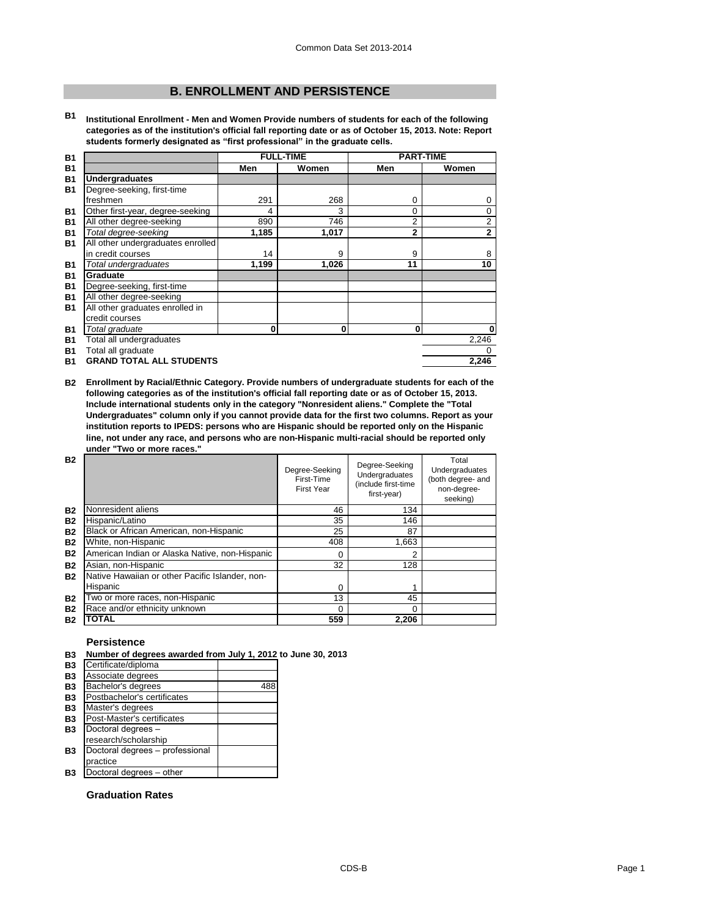## B. ENROLLMENT AND PERSISTENCE

**B1 Institutional Enrollment - Men and Women Provide numbers of students for each of the following categories as of the institution's official fall reporting date or as of October 15, 2013. Note: Report students formerly designated as "first professional" in the graduate cells.**

| | FULL-TIME | | PART-TIME | |
|---|---|---|---|---|
| | Men | Women | Men | Women |
| **Undergraduates** | | | | |
| Degree-seeking, first-time freshmen | 291 | 268 | 0 | 0 |
| Other first-year, degree-seeking | 4 | 3 | 0 | 0 |
| All other degree-seeking | 890 | 746 | 2 | 2 |
| *Total degree-seeking* | **1,185** | **1,017** | **2** | **2** |
| All other undergraduates enrolled in credit courses | 14 | 9 | 9 | 8 |
| *Total undergraduates* | **1,199** | **1,026** | **11** | **10** |
| **Graduate** | | | | |
| Degree-seeking, first-time | | | | |
| All other degree-seeking | | | | |
| All other graduates enrolled in credit courses | | | | |
| *Total graduate* | **0** | **0** | **0** | **0** |
| Total all undergraduates | | | | 2,246 |
| Total all graduate | | | | 0 |
| **GRAND TOTAL ALL STUDENTS** | | | | **2,246** |

**B2 Enrollment by Racial/Ethnic Category. Provide numbers of undergraduate students for each of the following categories as of the institution's official fall reporting date or as of October 15, 2013. Include international students only in the category "Nonresident aliens." Complete the "Total Undergraduates" column only if you cannot provide data for the first two columns. Report as your institution reports to IPEDS: persons who are Hispanic should be reported only on the Hispanic line, not under any race, and persons who are non-Hispanic multi-racial should be reported only under "Two or more races."**

| | Degree-Seeking First-Time First Year | Degree-Seeking Undergraduates (include first-time first-year) | Total Undergraduates (both degree- and non-degree-seeking) |
|---|---|---|---|
| Nonresident aliens | 46 | 134 | |
| Hispanic/Latino | 35 | 146 | |
| Black or African American, non-Hispanic | 25 | 87 | |
| White, non-Hispanic | 408 | 1,663 | |
| American Indian or Alaska Native, non-Hispanic | 0 | 2 | |
| Asian, non-Hispanic | 32 | 128 | |
| Native Hawaiian or other Pacific Islander, non-Hispanic | 0 | 1 | |
| Two or more races, non-Hispanic | 13 | 45 | |
| Race and/or ethnicity unknown | 0 | 0 | |
| **TOTAL** | **559** | **2,206** | |

### Persistence

**B3 Number of degrees awarded from July 1, 2012 to June 30, 2013**

| | |
|---|---|
| Certificate/diploma | |
| Associate degrees | |
| Bachelor's degrees | 488 |
| Postbachelor's certificates | |
| Master's degrees | |
| Post-Master's certificates | |
| Doctoral degrees – research/scholarship | |
| Doctoral degrees – professional practice | |
| Doctoral degrees – other | |

### Graduation Rates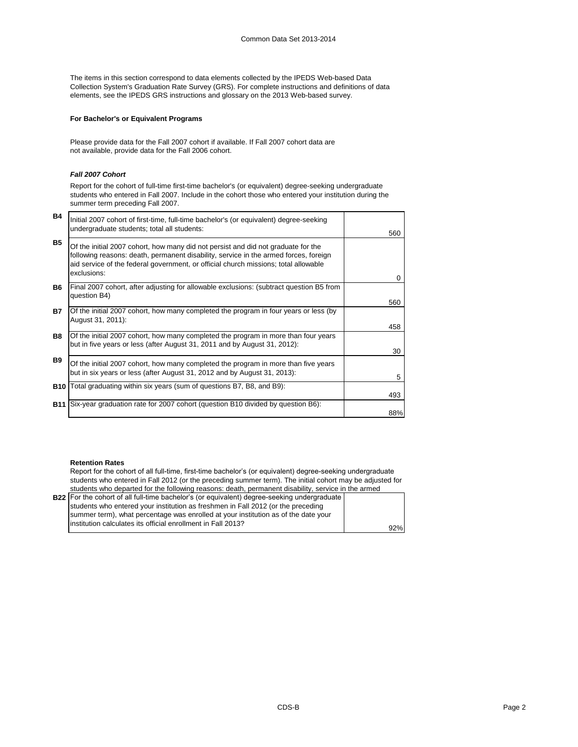The items in this section correspond to data elements collected by the IPEDS Web-based Data Collection System's Graduation Rate Survey (GRS). For complete instructions and definitions of data elements, see the IPEDS GRS instructions and glossary on the 2013 Web-based survey.

**For Bachelor's or Equivalent Programs**

Please provide data for the Fall 2007 cohort if available. If Fall 2007 cohort data are not available, provide data for the Fall 2006 cohort.

***Fall 2007 Cohort***

Report for the cohort of full-time first-time bachelor's (or equivalent) degree-seeking undergraduate students who entered in Fall 2007. Include in the cohort those who entered your institution during the summer term preceding Fall 2007.

| | | |
|---|---|---|
| **B4** | Initial 2007 cohort of first-time, full-time bachelor's (or equivalent) degree-seeking undergraduate students; total all students: | 560 |
| **B5** | Of the initial 2007 cohort, how many did not persist and did not graduate for the following reasons: death, permanent disability, service in the armed forces, foreign aid service of the federal government, or official church missions; total allowable exclusions: | 0 |
| **B6** | Final 2007 cohort, after adjusting for allowable exclusions: (subtract question B5 from question B4) | 560 |
| **B7** | Of the initial 2007 cohort, how many completed the program in four years or less (by August 31, 2011): | 458 |
| **B8** | Of the initial 2007 cohort, how many completed the program in more than four years but in five years or less (after August 31, 2011 and by August 31, 2012): | 30 |
| **B9** | Of the initial 2007 cohort, how many completed the program in more than five years but in six years or less (after August 31, 2012 and by August 31, 2013): | 5 |
| **B10** | Total graduating within six years (sum of questions B7, B8, and B9): | 493 |
| **B11** | Six-year graduation rate for 2007 cohort (question B10 divided by question B6): | 88% |

**Retention Rates**

Report for the cohort of all full-time, first-time bachelor's (or equivalent) degree-seeking undergraduate students who entered in Fall 2012 (or the preceding summer term). The initial cohort may be adjusted for students who departed for the following reasons: death, permanent disability, service in the armed

| | | |
|---|---|---|
| **B22** | For the cohort of all full-time bachelor's (or equivalent) degree-seeking undergraduate students who entered your institution as freshmen in Fall 2012 (or the preceding summer term), what percentage was enrolled at your institution as of the date your institution calculates its official enrollment in Fall 2013? | 92% |